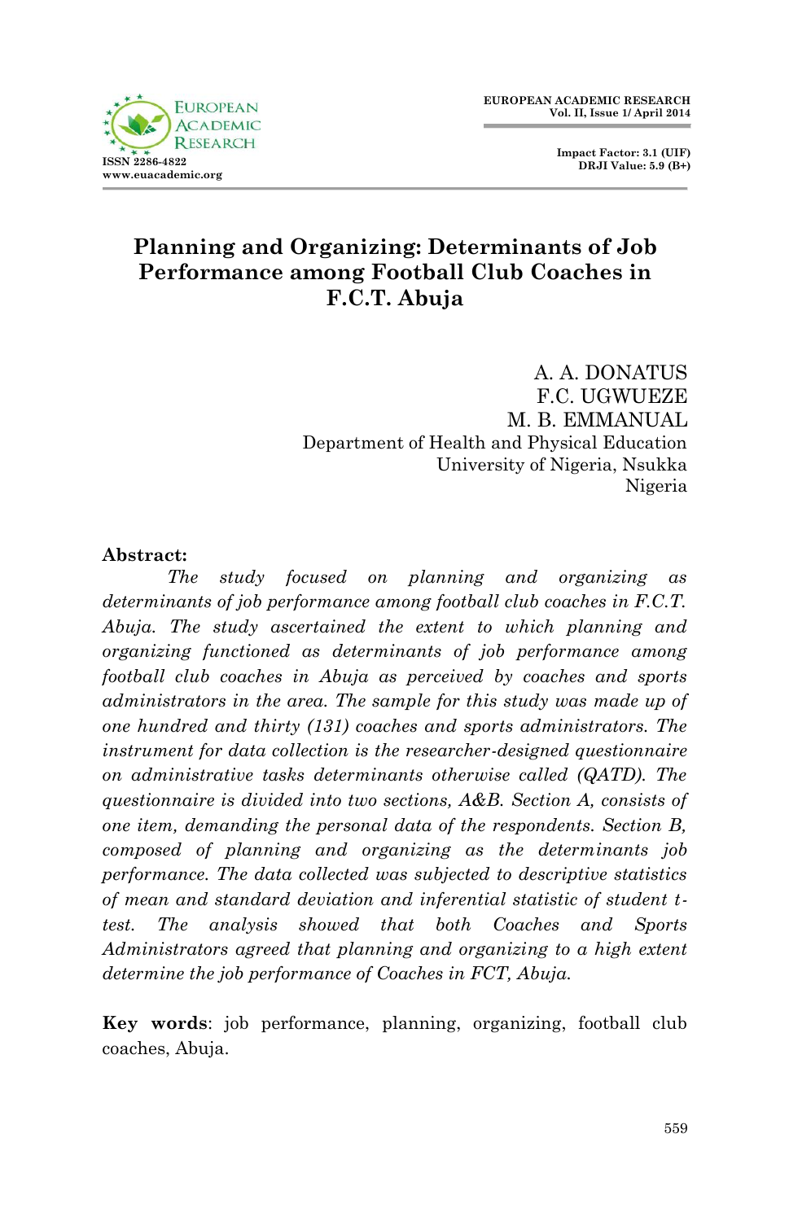# Planning and Organizing: Determinants of Job Performance among Football Club Coaches in F.C.T. Abuja

A. A. DONATUS
F.C. UGWUEZE
M. B. EMMANUAL
Department of Health and Physical Education
University of Nigeria, Nsukka
Nigeria

**Abstract:**

*The study focused on planning and organizing as determinants of job performance among football club coaches in F.C.T. Abuja. The study ascertained the extent to which planning and organizing functioned as determinants of job performance among football club coaches in Abuja as perceived by coaches and sports administrators in the area. The sample for this study was made up of one hundred and thirty (131) coaches and sports administrators. The instrument for data collection is the researcher-designed questionnaire on administrative tasks determinants otherwise called (QATD). The questionnaire is divided into two sections, A&B. Section A, consists of one item, demanding the personal data of the respondents. Section B, composed of planning and organizing as the determinants job performance. The data collected was subjected to descriptive statistics of mean and standard deviation and inferential statistic of student t-test. The analysis showed that both Coaches and Sports Administrators agreed that planning and organizing to a high extent determine the job performance of Coaches in FCT, Abuja.*

**Key words**: job performance, planning, organizing, football club coaches, Abuja.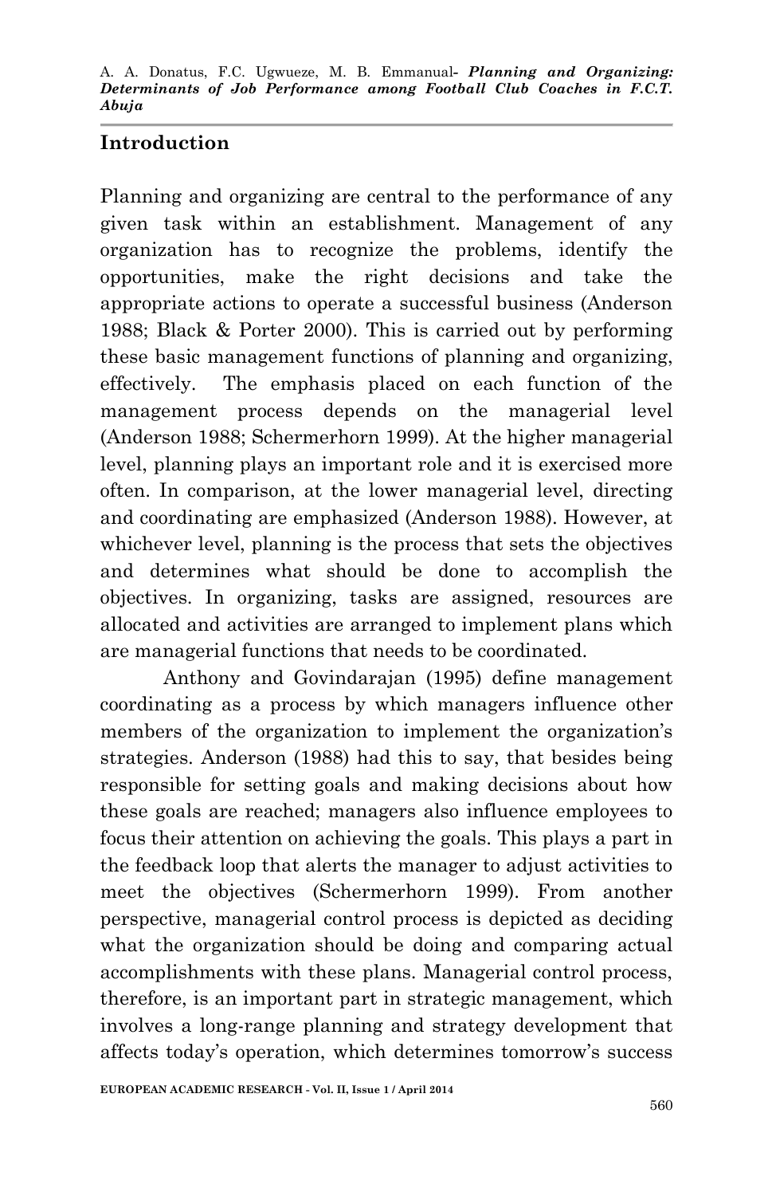## Introduction

Planning and organizing are central to the performance of any given task within an establishment. Management of any organization has to recognize the problems, identify the opportunities, make the right decisions and take the appropriate actions to operate a successful business (Anderson 1988; Black & Porter 2000). This is carried out by performing these basic management functions of planning and organizing, effectively. The emphasis placed on each function of the management process depends on the managerial level (Anderson 1988; Schermerhorn 1999). At the higher managerial level, planning plays an important role and it is exercised more often. In comparison, at the lower managerial level, directing and coordinating are emphasized (Anderson 1988). However, at whichever level, planning is the process that sets the objectives and determines what should be done to accomplish the objectives. In organizing, tasks are assigned, resources are allocated and activities are arranged to implement plans which are managerial functions that needs to be coordinated.

Anthony and Govindarajan (1995) define management coordinating as a process by which managers influence other members of the organization to implement the organization's strategies. Anderson (1988) had this to say, that besides being responsible for setting goals and making decisions about how these goals are reached; managers also influence employees to focus their attention on achieving the goals. This plays a part in the feedback loop that alerts the manager to adjust activities to meet the objectives (Schermerhorn 1999). From another perspective, managerial control process is depicted as deciding what the organization should be doing and comparing actual accomplishments with these plans. Managerial control process, therefore, is an important part in strategic management, which involves a long-range planning and strategy development that affects today's operation, which determines tomorrow's success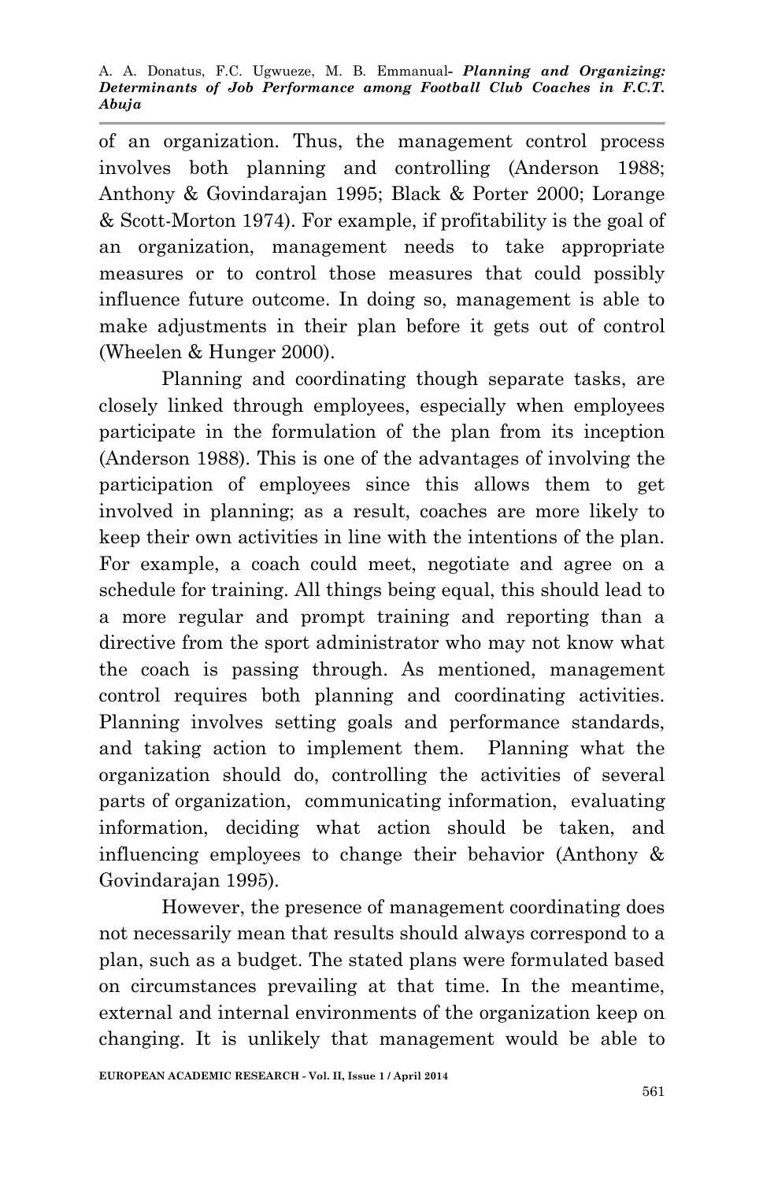of an organization. Thus, the management control process involves both planning and controlling (Anderson 1988; Anthony & Govindarajan 1995; Black & Porter 2000; Lorange & Scott-Morton 1974). For example, if profitability is the goal of an organization, management needs to take appropriate measures or to control those measures that could possibly influence future outcome. In doing so, management is able to make adjustments in their plan before it gets out of control (Wheelen & Hunger 2000).

Planning and coordinating though separate tasks, are closely linked through employees, especially when employees participate in the formulation of the plan from its inception (Anderson 1988). This is one of the advantages of involving the participation of employees since this allows them to get involved in planning; as a result, coaches are more likely to keep their own activities in line with the intentions of the plan. For example, a coach could meet, negotiate and agree on a schedule for training. All things being equal, this should lead to a more regular and prompt training and reporting than a directive from the sport administrator who may not know what the coach is passing through. As mentioned, management control requires both planning and coordinating activities. Planning involves setting goals and performance standards, and taking action to implement them. Planning what the organization should do, controlling the activities of several parts of organization, communicating information, evaluating information, deciding what action should be taken, and influencing employees to change their behavior (Anthony & Govindarajan 1995).

However, the presence of management coordinating does not necessarily mean that results should always correspond to a plan, such as a budget. The stated plans were formulated based on circumstances prevailing at that time. In the meantime, external and internal environments of the organization keep on changing. It is unlikely that management would be able to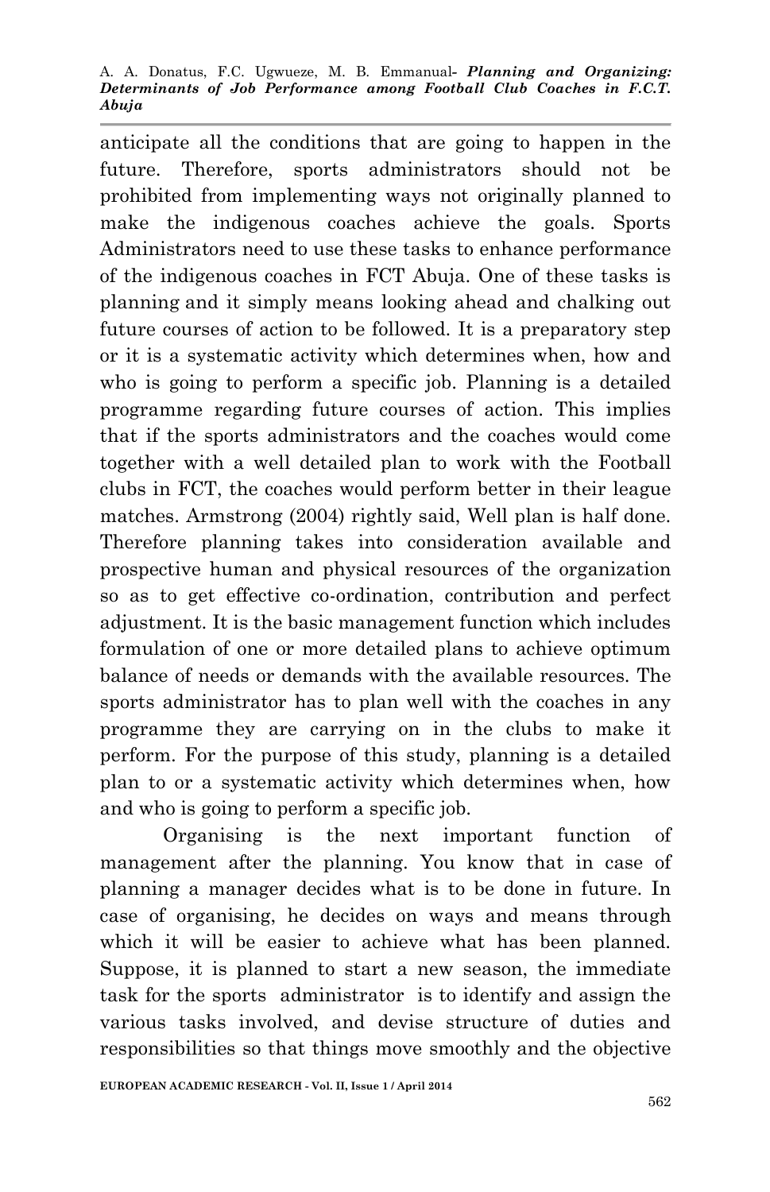anticipate all the conditions that are going to happen in the future. Therefore, sports administrators should not be prohibited from implementing ways not originally planned to make the indigenous coaches achieve the goals. Sports Administrators need to use these tasks to enhance performance of the indigenous coaches in FCT Abuja. One of these tasks is planning and it simply means looking ahead and chalking out future courses of action to be followed. It is a preparatory step or it is a systematic activity which determines when, how and who is going to perform a specific job. Planning is a detailed programme regarding future courses of action. This implies that if the sports administrators and the coaches would come together with a well detailed plan to work with the Football clubs in FCT, the coaches would perform better in their league matches. Armstrong (2004) rightly said, Well plan is half done. Therefore planning takes into consideration available and prospective human and physical resources of the organization so as to get effective co-ordination, contribution and perfect adjustment. It is the basic management function which includes formulation of one or more detailed plans to achieve optimum balance of needs or demands with the available resources. The sports administrator has to plan well with the coaches in any programme they are carrying on in the clubs to make it perform. For the purpose of this study, planning is a detailed plan to or a systematic activity which determines when, how and who is going to perform a specific job.

Organising is the next important function of management after the planning. You know that in case of planning a manager decides what is to be done in future. In case of organising, he decides on ways and means through which it will be easier to achieve what has been planned. Suppose, it is planned to start a new season, the immediate task for the sports administrator is to identify and assign the various tasks involved, and devise structure of duties and responsibilities so that things move smoothly and the objective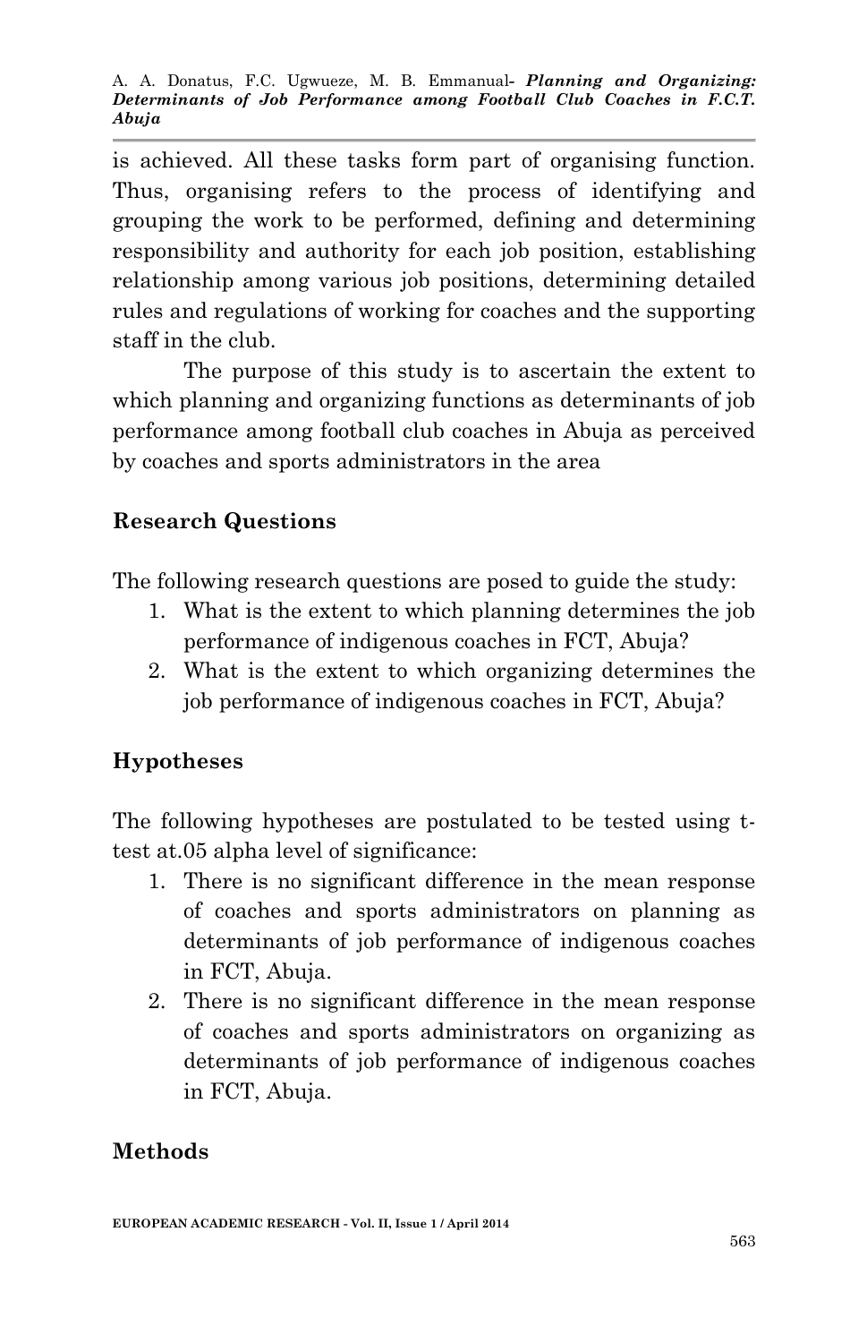is achieved. All these tasks form part of organising function. Thus, organising refers to the process of identifying and grouping the work to be performed, defining and determining responsibility and authority for each job position, establishing relationship among various job positions, determining detailed rules and regulations of working for coaches and the supporting staff in the club.

The purpose of this study is to ascertain the extent to which planning and organizing functions as determinants of job performance among football club coaches in Abuja as perceived by coaches and sports administrators in the area

## Research Questions

The following research questions are posed to guide the study:

1. What is the extent to which planning determines the job performance of indigenous coaches in FCT, Abuja?
2. What is the extent to which organizing determines the job performance of indigenous coaches in FCT, Abuja?

## Hypotheses

The following hypotheses are postulated to be tested using t-test at.05 alpha level of significance:

1. There is no significant difference in the mean response of coaches and sports administrators on planning as determinants of job performance of indigenous coaches in FCT, Abuja.
2. There is no significant difference in the mean response of coaches and sports administrators on organizing as determinants of job performance of indigenous coaches in FCT, Abuja.

## Methods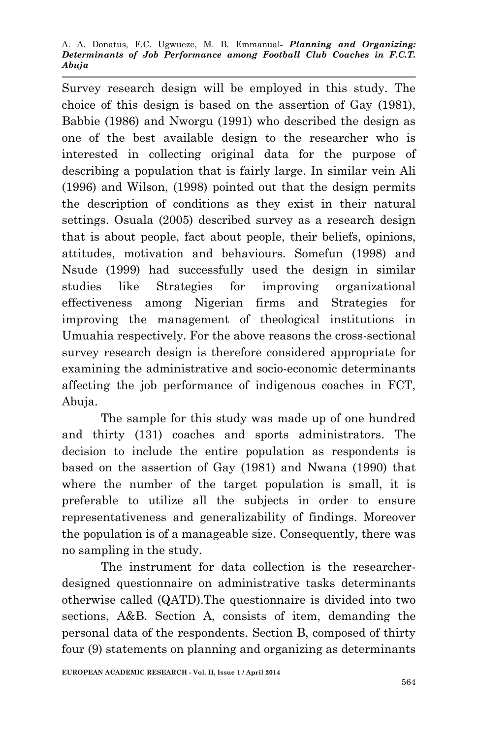Survey research design will be employed in this study. The choice of this design is based on the assertion of Gay (1981), Babbie (1986) and Nworgu (1991) who described the design as one of the best available design to the researcher who is interested in collecting original data for the purpose of describing a population that is fairly large. In similar vein Ali (1996) and Wilson, (1998) pointed out that the design permits the description of conditions as they exist in their natural settings. Osuala (2005) described survey as a research design that is about people, fact about people, their beliefs, opinions, attitudes, motivation and behaviours. Somefun (1998) and Nsude (1999) had successfully used the design in similar studies like Strategies for improving organizational effectiveness among Nigerian firms and Strategies for improving the management of theological institutions in Umuahia respectively. For the above reasons the cross-sectional survey research design is therefore considered appropriate for examining the administrative and socio-economic determinants affecting the job performance of indigenous coaches in FCT, Abuja.

The sample for this study was made up of one hundred and thirty (131) coaches and sports administrators. The decision to include the entire population as respondents is based on the assertion of Gay (1981) and Nwana (1990) that where the number of the target population is small, it is preferable to utilize all the subjects in order to ensure representativeness and generalizability of findings. Moreover the population is of a manageable size. Consequently, there was no sampling in the study.

The instrument for data collection is the researcher-designed questionnaire on administrative tasks determinants otherwise called (QATD).The questionnaire is divided into two sections, A&B. Section A, consists of item, demanding the personal data of the respondents. Section B, composed of thirty four (9) statements on planning and organizing as determinants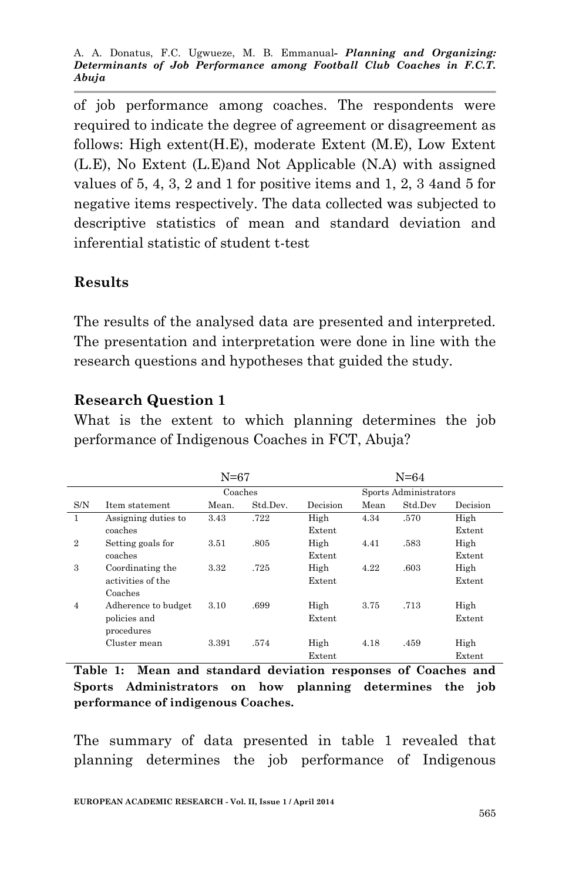of job performance among coaches. The respondents were required to indicate the degree of agreement or disagreement as follows: High extent(H.E), moderate Extent (M.E), Low Extent (L.E), No Extent (L.E)and Not Applicable (N.A) with assigned values of 5, 4, 3, 2 and 1 for positive items and 1, 2, 3 4and 5 for negative items respectively. The data collected was subjected to descriptive statistics of mean and standard deviation and inferential statistic of student t-test

## Results

The results of the analysed data are presented and interpreted. The presentation and interpretation were done in line with the research questions and hypotheses that guided the study.

### Research Question 1

What is the extent to which planning determines the job performance of Indigenous Coaches in FCT, Abuja?

| | | N=67 | | | N=64 | | |
|---|---|---|---|---|---|---|---|
| | | Coaches | | | Sports Administrators | | |
| S/N | Item statement | Mean. | Std.Dev. | Decision | Mean | Std.Dev | Decision |
| 1 | Assigning duties to coaches | 3.43 | .722 | High Extent | 4.34 | .570 | High Extent |
| 2 | Setting goals for coaches | 3.51 | .805 | High Extent | 4.41 | .583 | High Extent |
| 3 | Coordinating the activities of the Coaches | 3.32 | .725 | High Extent | 4.22 | .603 | High Extent |
| 4 | Adherence to budget policies and procedures | 3.10 | .699 | High Extent | 3.75 | .713 | High Extent |
| | Cluster mean | 3.391 | .574 | High Extent | 4.18 | .459 | High Extent |

**Table 1: Mean and standard deviation responses of Coaches and Sports Administrators on how planning determines the job performance of indigenous Coaches.**

The summary of data presented in table 1 revealed that planning determines the job performance of Indigenous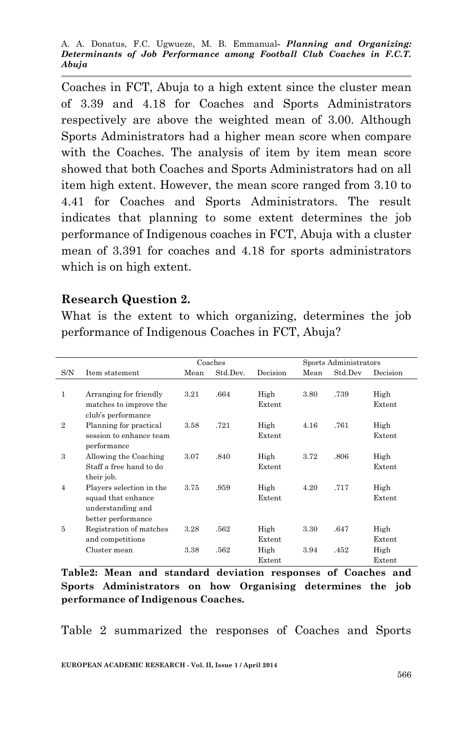Coaches in FCT, Abuja to a high extent since the cluster mean of 3.39 and 4.18 for Coaches and Sports Administrators respectively are above the weighted mean of 3.00. Although Sports Administrators had a higher mean score when compare with the Coaches. The analysis of item by item mean score showed that both Coaches and Sports Administrators had on all item high extent. However, the mean score ranged from 3.10 to 4.41 for Coaches and Sports Administrators. The result indicates that planning to some extent determines the job performance of Indigenous coaches in FCT, Abuja with a cluster mean of 3.391 for coaches and 4.18 for sports administrators which is on high extent.

**Research Question 2.**

What is the extent to which organizing, determines the job performance of Indigenous Coaches in FCT, Abuja?

| | | Coaches | | | Sports Administrators | | |
|---|---|---|---|---|---|---|---|
| S/N | Item statement | Mean | Std.Dev. | Decision | Mean | Std.Dev | Decision |
| 1 | Arranging for friendly matches to improve the club's performance | 3.21 | .664 | High Extent | 3.80 | .739 | High Extent |
| 2 | Planning for practical session to enhance team performance | 3.58 | .721 | High Extent | 4.16 | .761 | High Extent |
| 3 | Allowing the Coaching Staff a free hand to do their job. | 3.07 | .840 | High Extent | 3.72 | .806 | High Extent |
| 4 | Players selection in the squad that enhance understanding and better performance | 3.75 | .959 | High Extent | 4.20 | .717 | High Extent |
| 5 | Registration of matches and competitions | 3.28 | .562 | High Extent | 3.30 | .647 | High Extent |
| | Cluster mean | 3.38 | .562 | High Extent | 3.94 | .452 | High Extent |

**Table2: Mean and standard deviation responses of Coaches and Sports Administrators on how Organising determines the job performance of Indigenous Coaches.**

Table 2 summarized the responses of Coaches and Sports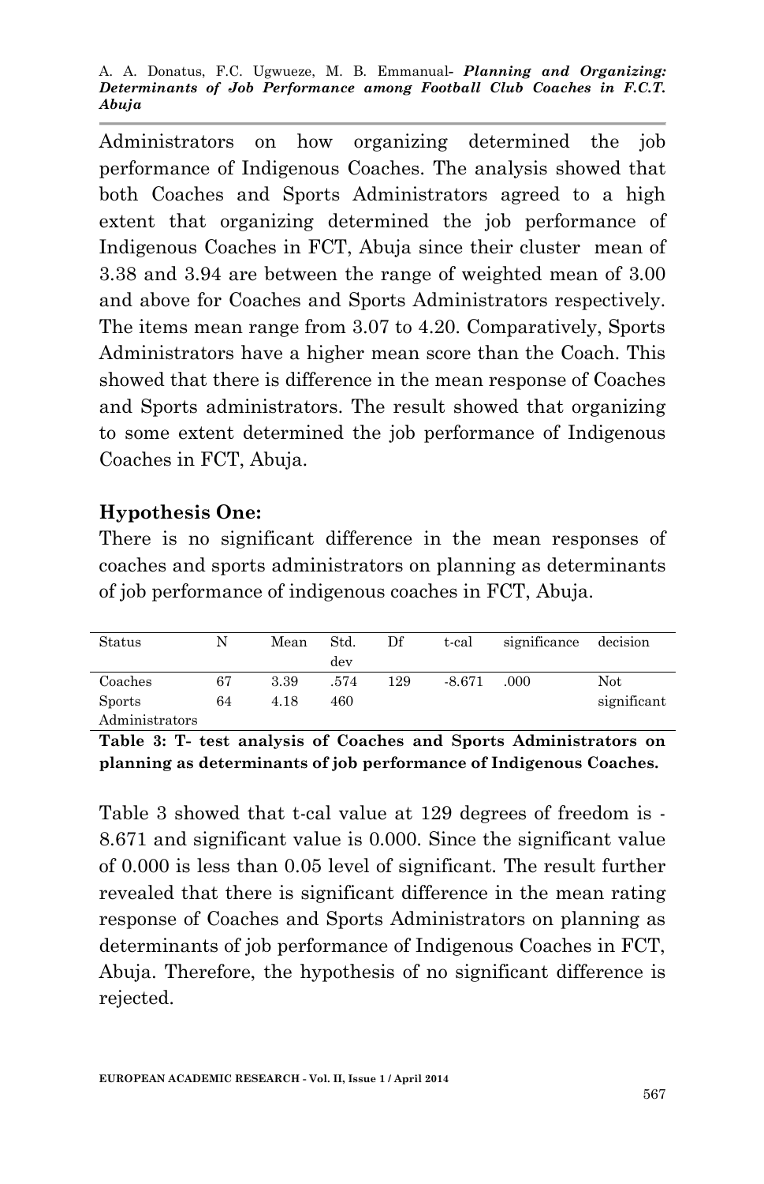Administrators on how organizing determined the job performance of Indigenous Coaches. The analysis showed that both Coaches and Sports Administrators agreed to a high extent that organizing determined the job performance of Indigenous Coaches in FCT, Abuja since their cluster mean of 3.38 and 3.94 are between the range of weighted mean of 3.00 and above for Coaches and Sports Administrators respectively. The items mean range from 3.07 to 4.20. Comparatively, Sports Administrators have a higher mean score than the Coach. This showed that there is difference in the mean response of Coaches and Sports administrators. The result showed that organizing to some extent determined the job performance of Indigenous Coaches in FCT, Abuja.

### Hypothesis One:

There is no significant difference in the mean responses of coaches and sports administrators on planning as determinants of job performance of indigenous coaches in FCT, Abuja.

| Status | N | Mean | Std. dev | Df | t-cal | significance | decision |
|---|---|---|---|---|---|---|---|
| Coaches | 67 | 3.39 | .574 | 129 | -8.671 | .000 | Not significant |
| Sports Administrators | 64 | 4.18 | 460 | | | | |

**Table 3: T- test analysis of Coaches and Sports Administrators on planning as determinants of job performance of Indigenous Coaches.**

Table 3 showed that t-cal value at 129 degrees of freedom is -8.671 and significant value is 0.000. Since the significant value of 0.000 is less than 0.05 level of significant. The result further revealed that there is significant difference in the mean rating response of Coaches and Sports Administrators on planning as determinants of job performance of Indigenous Coaches in FCT, Abuja. Therefore, the hypothesis of no significant difference is rejected.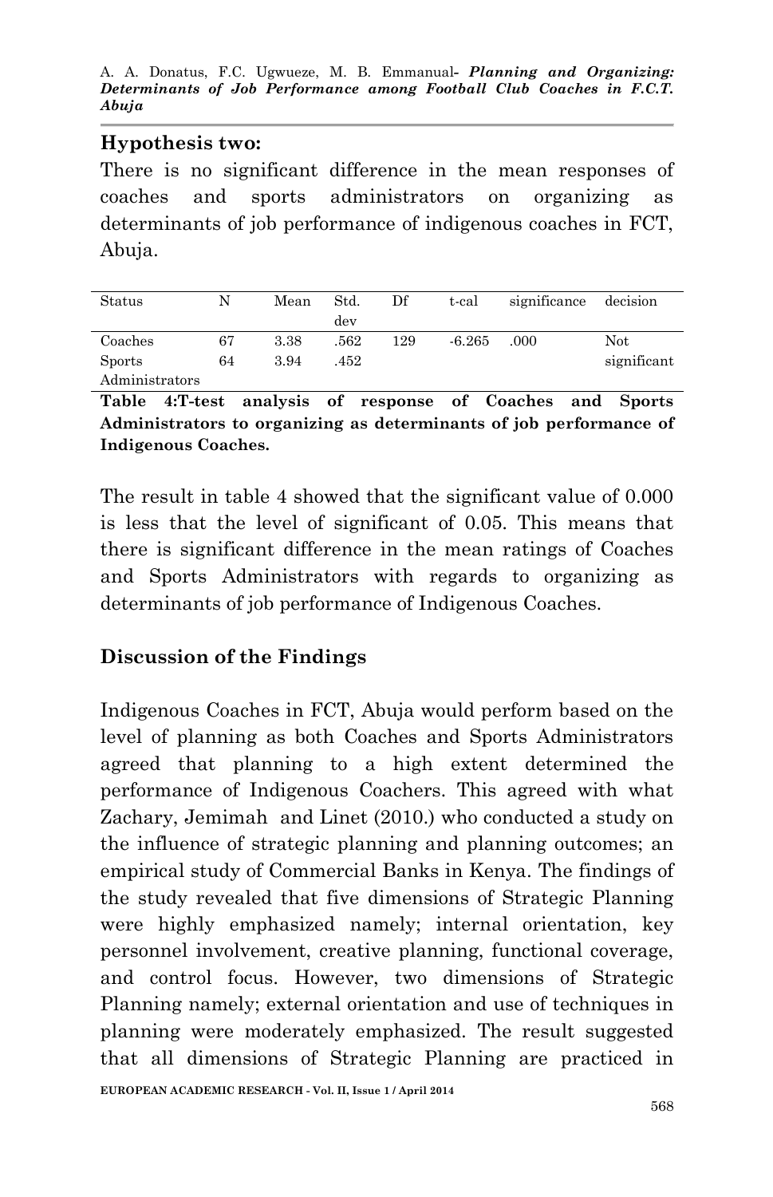### Hypothesis two:

There is no significant difference in the mean responses of coaches and sports administrators on organizing as determinants of job performance of indigenous coaches in FCT, Abuja.

| Status | N | Mean | Std. dev | Df | t-cal | significance | decision |
|---|---|---|---|---|---|---|---|
| Coaches | 67 | 3.38 | .562 | 129 | -6.265 | .000 | Not significant |
| Sports Administrators | 64 | 3.94 | .452 | | | | |

**Table 4:T-test analysis of response of Coaches and Sports Administrators to organizing as determinants of job performance of Indigenous Coaches.**

The result in table 4 showed that the significant value of 0.000 is less that the level of significant of 0.05. This means that there is significant difference in the mean ratings of Coaches and Sports Administrators with regards to organizing as determinants of job performance of Indigenous Coaches.

## Discussion of the Findings

Indigenous Coaches in FCT, Abuja would perform based on the level of planning as both Coaches and Sports Administrators agreed that planning to a high extent determined the performance of Indigenous Coachers. This agreed with what Zachary, Jemimah and Linet (2010.) who conducted a study on the influence of strategic planning and planning outcomes; an empirical study of Commercial Banks in Kenya. The findings of the study revealed that five dimensions of Strategic Planning were highly emphasized namely; internal orientation, key personnel involvement, creative planning, functional coverage, and control focus. However, two dimensions of Strategic Planning namely; external orientation and use of techniques in planning were moderately emphasized. The result suggested that all dimensions of Strategic Planning are practiced in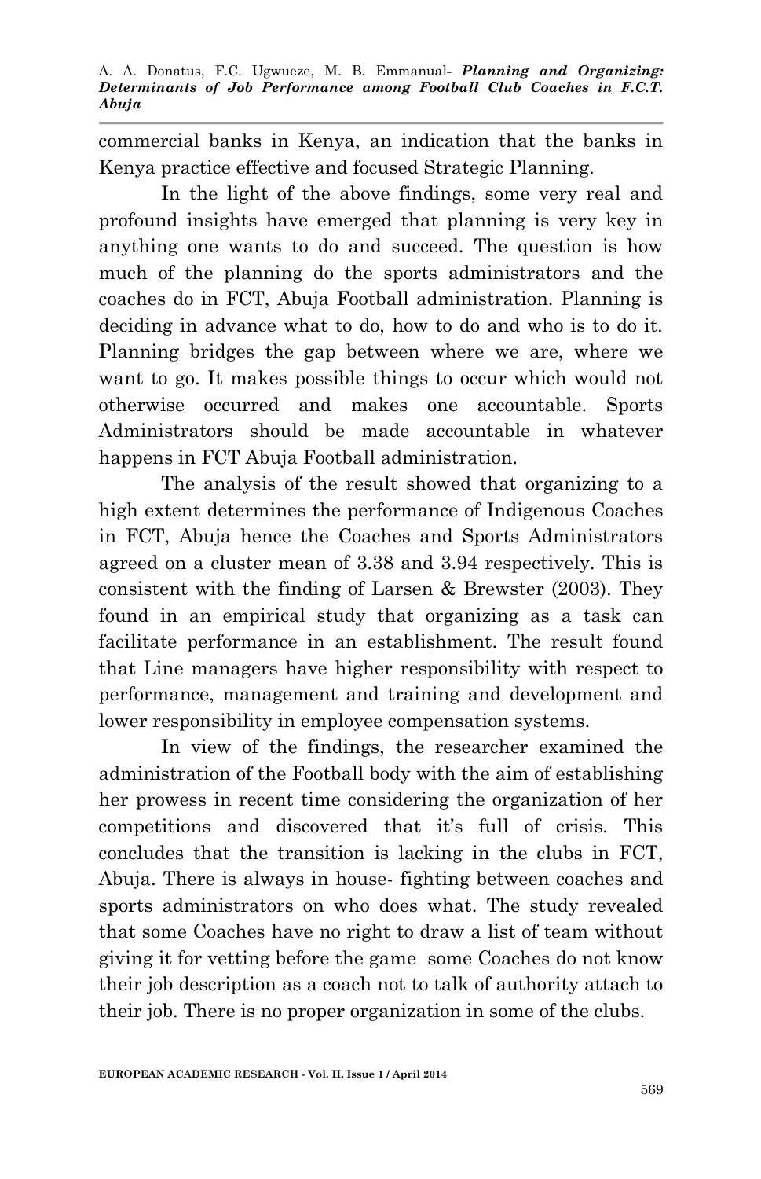commercial banks in Kenya, an indication that the banks in Kenya practice effective and focused Strategic Planning.

In the light of the above findings, some very real and profound insights have emerged that planning is very key in anything one wants to do and succeed. The question is how much of the planning do the sports administrators and the coaches do in FCT, Abuja Football administration. Planning is deciding in advance what to do, how to do and who is to do it. Planning bridges the gap between where we are, where we want to go. It makes possible things to occur which would not otherwise occurred and makes one accountable. Sports Administrators should be made accountable in whatever happens in FCT Abuja Football administration.

The analysis of the result showed that organizing to a high extent determines the performance of Indigenous Coaches in FCT, Abuja hence the Coaches and Sports Administrators agreed on a cluster mean of 3.38 and 3.94 respectively. This is consistent with the finding of Larsen & Brewster (2003). They found in an empirical study that organizing as a task can facilitate performance in an establishment. The result found that Line managers have higher responsibility with respect to performance, management and training and development and lower responsibility in employee compensation systems.

In view of the findings, the researcher examined the administration of the Football body with the aim of establishing her prowess in recent time considering the organization of her competitions and discovered that it's full of crisis. This concludes that the transition is lacking in the clubs in FCT, Abuja. There is always in house- fighting between coaches and sports administrators on who does what. The study revealed that some Coaches have no right to draw a list of team without giving it for vetting before the game some Coaches do not know their job description as a coach not to talk of authority attach to their job. There is no proper organization in some of the clubs.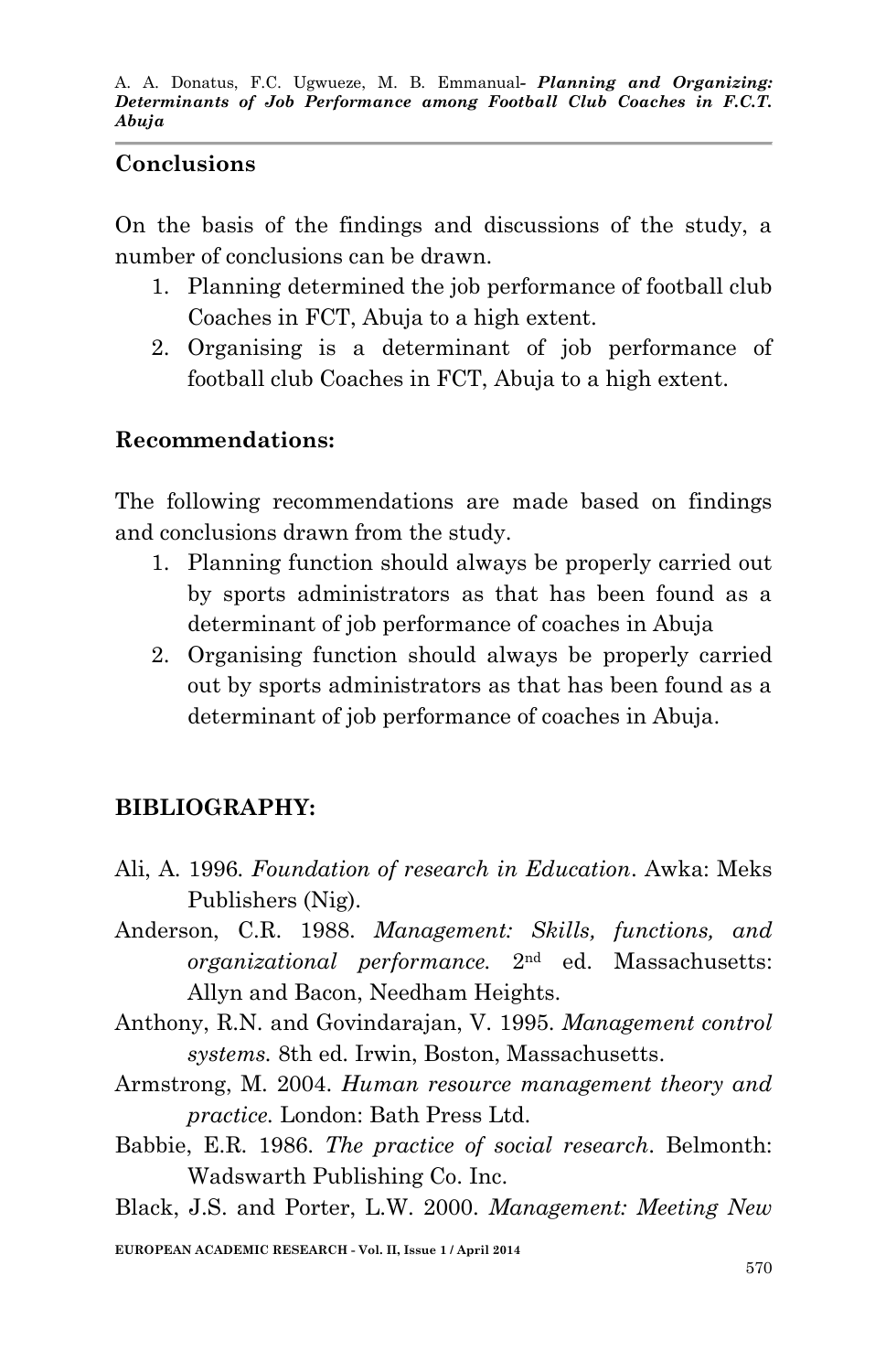## Conclusions

On the basis of the findings and discussions of the study, a number of conclusions can be drawn.

1. Planning determined the job performance of football club Coaches in FCT, Abuja to a high extent.
2. Organising is a determinant of job performance of football club Coaches in FCT, Abuja to a high extent.

## Recommendations:

The following recommendations are made based on findings and conclusions drawn from the study.

1. Planning function should always be properly carried out by sports administrators as that has been found as a determinant of job performance of coaches in Abuja
2. Organising function should always be properly carried out by sports administrators as that has been found as a determinant of job performance of coaches in Abuja.

## BIBLIOGRAPHY:

Ali, A. 1996. *Foundation of research in Education*. Awka: Meks Publishers (Nig).

Anderson, C.R. 1988. *Management: Skills, functions, and organizational performance.* 2nd ed. Massachusetts: Allyn and Bacon, Needham Heights.

Anthony, R.N. and Govindarajan, V. 1995. *Management control systems.* 8th ed. Irwin, Boston, Massachusetts.

Armstrong, M. 2004. *Human resource management theory and practice.* London: Bath Press Ltd.

Babbie, E.R. 1986. *The practice of social research*. Belmonth: Wadswarth Publishing Co. Inc.

Black, J.S. and Porter, L.W. 2000. *Management: Meeting New*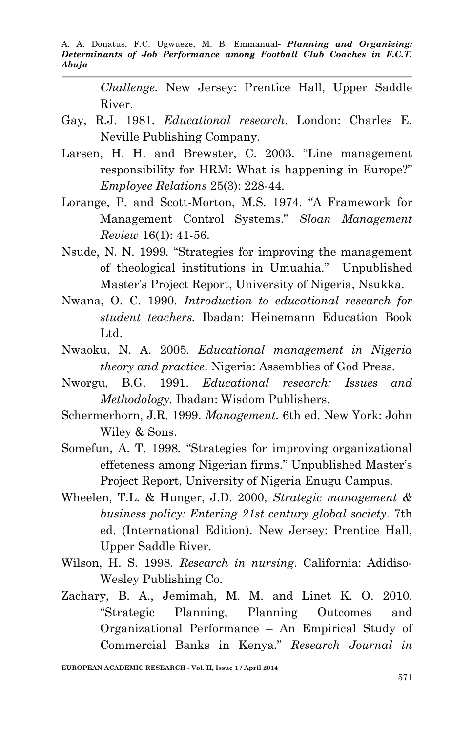*Challenge.* New Jersey: Prentice Hall, Upper Saddle River.

Gay, R.J. 1981. *Educational research*. London: Charles E. Neville Publishing Company.

Larsen, H. H. and Brewster, C. 2003. "Line management responsibility for HRM: What is happening in Europe?" *Employee Relations* 25(3): 228-44.

Lorange, P. and Scott-Morton, M.S. 1974. "A Framework for Management Control Systems." *Sloan Management Review* 16(1): 41-56.

Nsude, N. N. 1999. "Strategies for improving the management of theological institutions in Umuahia." Unpublished Master's Project Report, University of Nigeria, Nsukka.

Nwana, O. C. 1990. *Introduction to educational research for student teachers.* Ibadan: Heinemann Education Book Ltd.

Nwaoku, N. A. 2005. *Educational management in Nigeria theory and practice*. Nigeria: Assemblies of God Press.

Nworgu, B.G. 1991. *Educational research: Issues and Methodology.* Ibadan: Wisdom Publishers.

Schermerhorn, J.R. 1999. *Management.* 6th ed. New York: John Wiley & Sons.

Somefun, A. T. 1998. "Strategies for improving organizational effeteness among Nigerian firms." Unpublished Master's Project Report, University of Nigeria Enugu Campus.

Wheelen, T.L. & Hunger, J.D. 2000, *Strategic management & business policy: Entering 21st century global society*. 7th ed. (International Edition). New Jersey: Prentice Hall, Upper Saddle River.

Wilson, H. S. 1998. *Research in nursing*. California: Adidiso-Wesley Publishing Co.

Zachary, B. A., Jemimah, M. M. and Linet K. O. 2010. "Strategic Planning, Planning Outcomes and Organizational Performance – An Empirical Study of Commercial Banks in Kenya." *Research Journal in*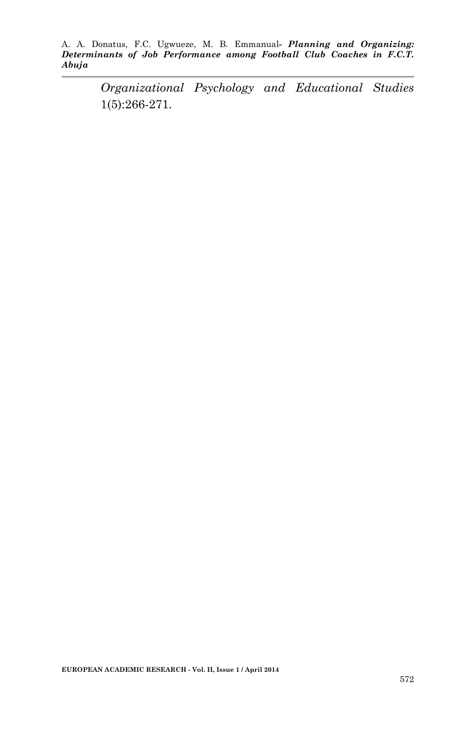*Organizational Psychology and Educational Studies* 1(5):266-271.